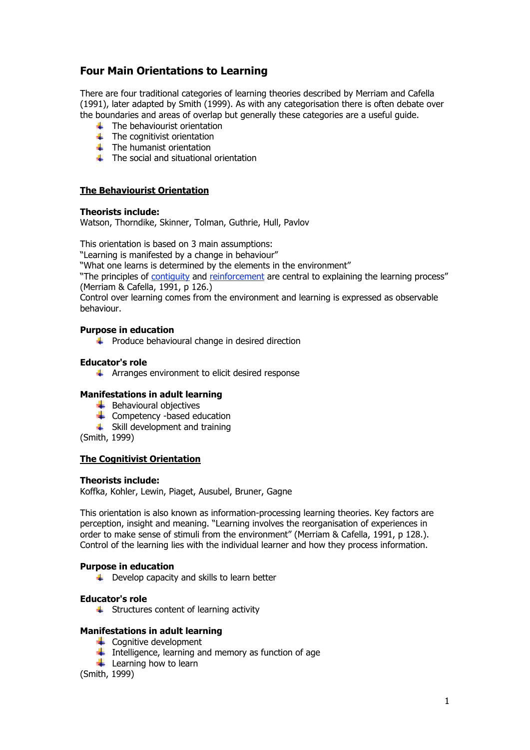# Four Main Orientations to Learning

There are four traditional categories of learning theories described by Merriam and Cafella (1991), later adapted by Smith (1999). As with any categorisation there is often debate over the boundaries and areas of overlap but generally these categories are a useful guide.

- The behaviourist orientation
- The cognitivist orientation
- The humanist orientation
- The social and situational orientation

## The Behaviourist Orientation

**Theorists include:**
Watson, Thorndike, Skinner, Tolman, Guthrie, Hull, Pavlov

This orientation is based on 3 main assumptions:
"Learning is manifested by a change in behaviour"
"What one learns is determined by the elements in the environment"
"The principles of contiguity and reinforcement are central to explaining the learning process" (Merriam & Cafella, 1991, p 126.)
Control over learning comes from the environment and learning is expressed as observable behaviour.

**Purpose in education**

- Produce behavioural change in desired direction

**Educator's role**

- Arranges environment to elicit desired response

**Manifestations in adult learning**

- Behavioural objectives
- Competency -based education
- Skill development and training

(Smith, 1999)

## The Cognitivist Orientation

**Theorists include:**
Koffka, Kohler, Lewin, Piaget, Ausubel, Bruner, Gagne

This orientation is also known as information-processing learning theories. Key factors are perception, insight and meaning. "Learning involves the reorganisation of experiences in order to make sense of stimuli from the environment" (Merriam & Cafella, 1991, p 128.). Control of the learning lies with the individual learner and how they process information.

**Purpose in education**

- Develop capacity and skills to learn better

**Educator's role**

- Structures content of learning activity

**Manifestations in adult learning**

- Cognitive development
- Intelligence, learning and memory as function of age
- Learning how to learn

(Smith, 1999)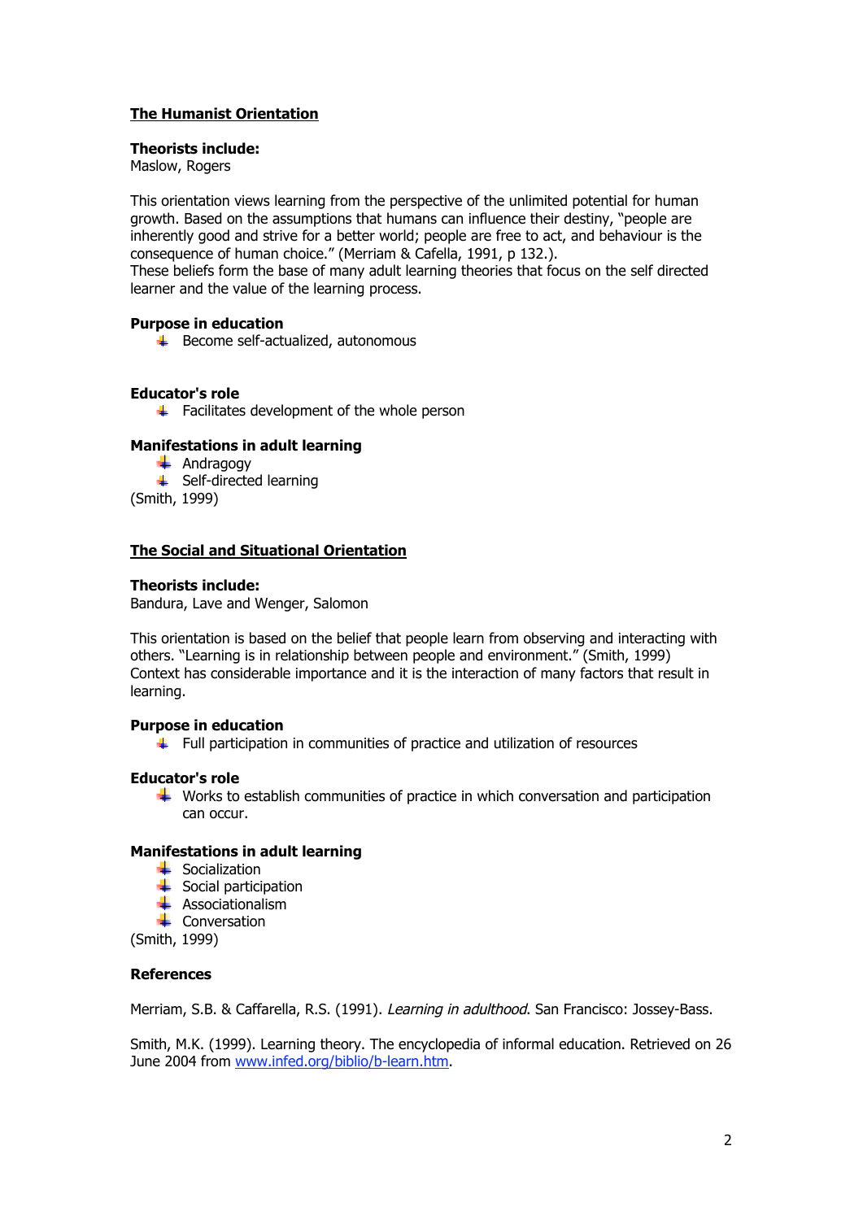## The Humanist Orientation

**Theorists include:**
Maslow, Rogers

This orientation views learning from the perspective of the unlimited potential for human growth. Based on the assumptions that humans can influence their destiny, "people are inherently good and strive for a better world; people are free to act, and behaviour is the consequence of human choice." (Merriam & Cafella, 1991, p 132.).
These beliefs form the base of many adult learning theories that focus on the self directed learner and the value of the learning process.

**Purpose in education**

- Become self-actualized, autonomous

**Educator's role**

- Facilitates development of the whole person

**Manifestations in adult learning**

- Andragogy
- Self-directed learning

(Smith, 1999)

## The Social and Situational Orientation

**Theorists include:**
Bandura, Lave and Wenger, Salomon

This orientation is based on the belief that people learn from observing and interacting with others. "Learning is in relationship between people and environment." (Smith, 1999) Context has considerable importance and it is the interaction of many factors that result in learning.

**Purpose in education**

- Full participation in communities of practice and utilization of resources

**Educator's role**

- Works to establish communities of practice in which conversation and participation can occur.

**Manifestations in adult learning**

- Socialization
- Social participation
- Associationalism
- Conversation

(Smith, 1999)

**References**

Merriam, S.B. & Caffarella, R.S. (1991). *Learning in adulthood*. San Francisco: Jossey-Bass.

Smith, M.K. (1999). Learning theory. The encyclopedia of informal education. Retrieved on 26 June 2004 from www.infed.org/biblio/b-learn.htm.